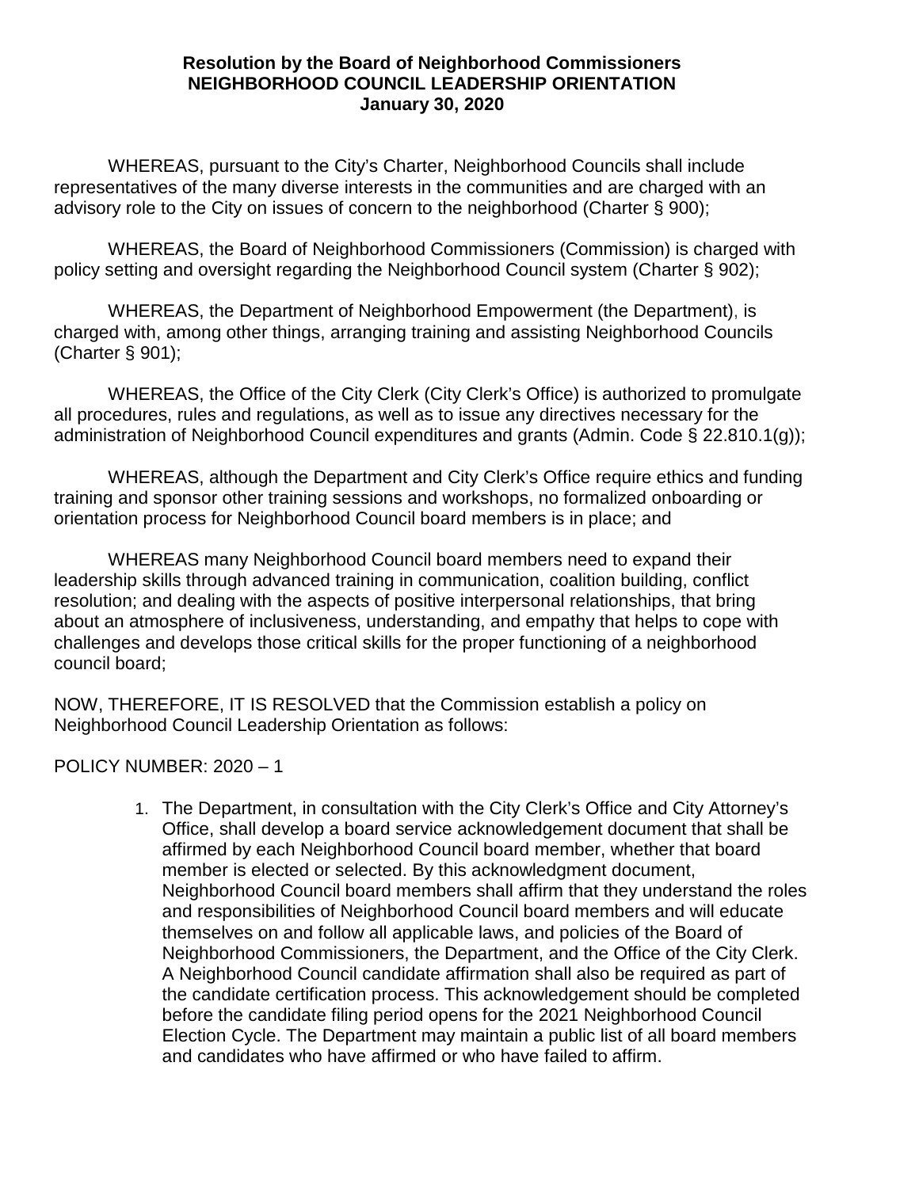**Resolution by the Board of Neighborhood Commissioners**
**NEIGHBORHOOD COUNCIL LEADERSHIP ORIENTATION**
**January 30, 2020**

WHEREAS, pursuant to the City's Charter, Neighborhood Councils shall include representatives of the many diverse interests in the communities and are charged with an advisory role to the City on issues of concern to the neighborhood (Charter § 900);

WHEREAS, the Board of Neighborhood Commissioners (Commission) is charged with policy setting and oversight regarding the Neighborhood Council system (Charter § 902);

WHEREAS, the Department of Neighborhood Empowerment (the Department), is charged with, among other things, arranging training and assisting Neighborhood Councils (Charter § 901);

WHEREAS, the Office of the City Clerk (City Clerk's Office) is authorized to promulgate all procedures, rules and regulations, as well as to issue any directives necessary for the administration of Neighborhood Council expenditures and grants (Admin. Code § 22.810.1(g));

WHEREAS, although the Department and City Clerk's Office require ethics and funding training and sponsor other training sessions and workshops, no formalized onboarding or orientation process for Neighborhood Council board members is in place; and

WHEREAS many Neighborhood Council board members need to expand their leadership skills through advanced training in communication, coalition building, conflict resolution; and dealing with the aspects of positive interpersonal relationships, that bring about an atmosphere of inclusiveness, understanding, and empathy that helps to cope with challenges and develops those critical skills for the proper functioning of a neighborhood council board;

NOW, THEREFORE, IT IS RESOLVED that the Commission establish a policy on Neighborhood Council Leadership Orientation as follows:

POLICY NUMBER: 2020 – 1

1. The Department, in consultation with the City Clerk's Office and City Attorney's Office, shall develop a board service acknowledgement document that shall be affirmed by each Neighborhood Council board member, whether that board member is elected or selected. By this acknowledgment document, Neighborhood Council board members shall affirm that they understand the roles and responsibilities of Neighborhood Council board members and will educate themselves on and follow all applicable laws, and policies of the Board of Neighborhood Commissioners, the Department, and the Office of the City Clerk. A Neighborhood Council candidate affirmation shall also be required as part of the candidate certification process. This acknowledgement should be completed before the candidate filing period opens for the 2021 Neighborhood Council Election Cycle. The Department may maintain a public list of all board members and candidates who have affirmed or who have failed to affirm.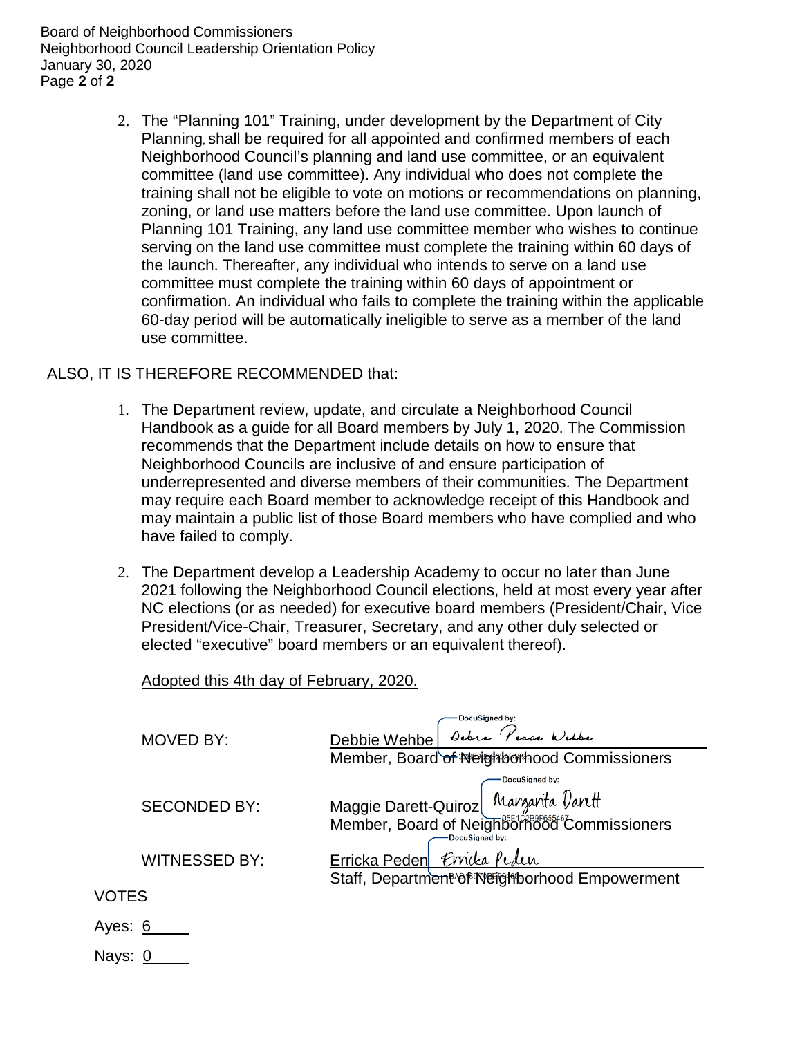2. The "Planning 101" Training, under development by the Department of City Planning, shall be required for all appointed and confirmed members of each Neighborhood Council's planning and land use committee, or an equivalent committee (land use committee). Any individual who does not complete the training shall not be eligible to vote on motions or recommendations on planning, zoning, or land use matters before the land use committee. Upon launch of Planning 101 Training, any land use committee member who wishes to continue serving on the land use committee must complete the training within 60 days of the launch. Thereafter, any individual who intends to serve on a land use committee must complete the training within 60 days of appointment or confirmation. An individual who fails to complete the training within the applicable 60-day period will be automatically ineligible to serve as a member of the land use committee.

ALSO, IT IS THEREFORE RECOMMENDED that:

1. The Department review, update, and circulate a Neighborhood Council Handbook as a guide for all Board members by July 1, 2020. The Commission recommends that the Department include details on how to ensure that Neighborhood Councils are inclusive of and ensure participation of underrepresented and diverse members of their communities. The Department may require each Board member to acknowledge receipt of this Handbook and may maintain a public list of those Board members who have complied and who have failed to comply.

2. The Department develop a Leadership Academy to occur no later than June 2021 following the Neighborhood Council elections, held at most every year after NC elections (or as needed) for executive board members (President/Chair, Vice President/Vice-Chair, Treasurer, Secretary, and any other duly selected or elected "executive" board members or an equivalent thereof).

Adopted this 4th day of February, 2020.

MOVED BY: Debbie Wehbe — *DocuSigned by: Debra Pease Wehbe*
Member, Board of Neighborhood Commissioners

SECONDED BY: Maggie Darett-Quiroz — *DocuSigned by: Margarita Darett*
Member, Board of Neighborhood Commissioners

WITNESSED BY: Erricka Peden — *DocuSigned by: Erricka Peden*
Staff, Department of Neighborhood Empowerment

VOTES

Ayes: 6

Nays: 0